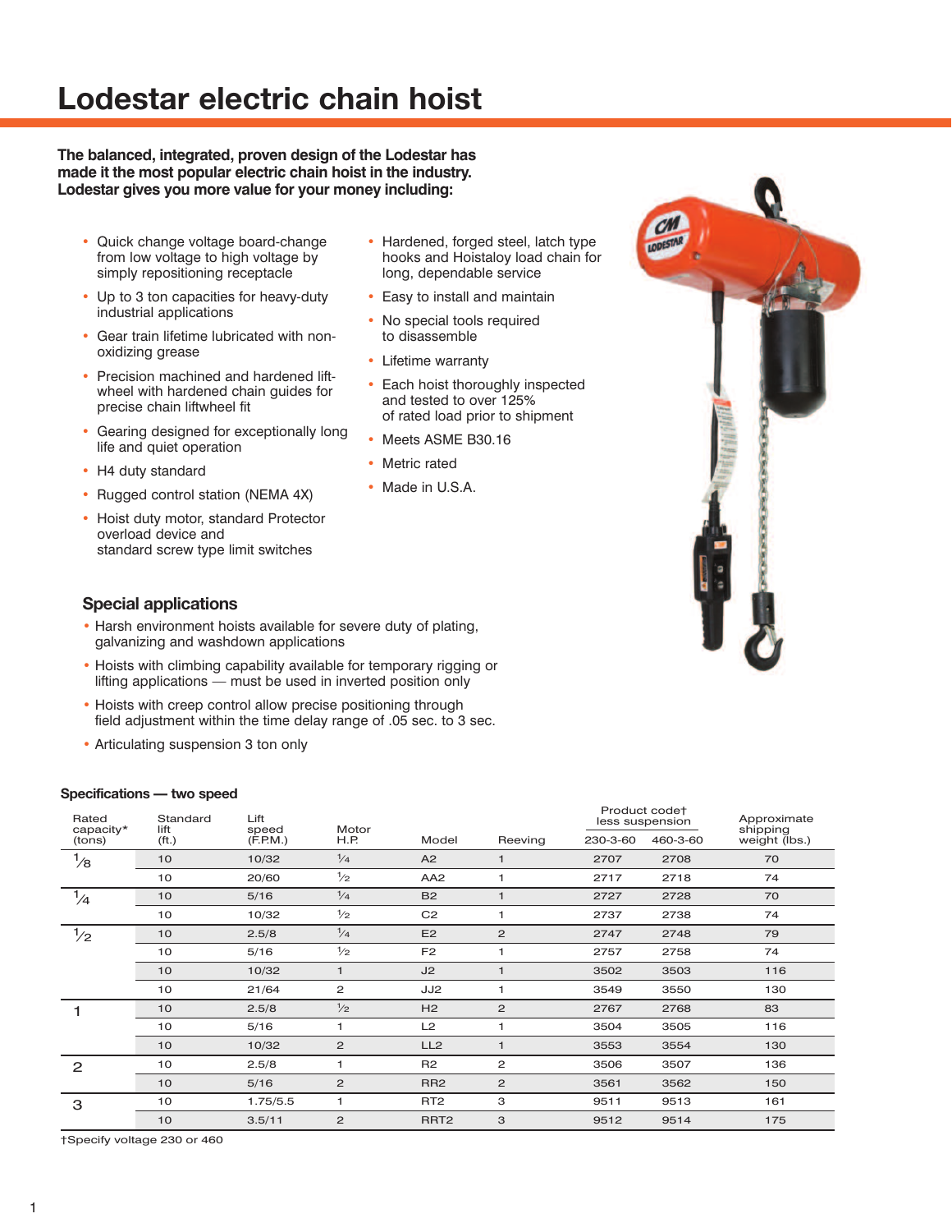# Lodestar electric chain hoist

**The balanced, integrated, proven design of the Lodestar has made it the most popular electric chain hoist in the industry. Lodestar gives you more value for your money including:**

- Quick change voltage board-change from low voltage to high voltage by simply repositioning receptacle
- Up to 3 ton capacities for heavy-duty industrial applications
- Gear train lifetime lubricated with non-oxidizing grease
- Precision machined and hardened lift-wheel with hardened chain guides for precise chain liftwheel fit
- Gearing designed for exceptionally long life and quiet operation
- H4 duty standard
- Rugged control station (NEMA 4X)
- Hoist duty motor, standard Protector overload device and standard screw type limit switches
- Hardened, forged steel, latch type hooks and Hoistaloy load chain for long, dependable service
- Easy to install and maintain
- No special tools required to disassemble
- Lifetime warranty
- Each hoist thoroughly inspected and tested to over 125% of rated load prior to shipment
- Meets ASME B30.16
- Metric rated
- Made in U.S.A.

## Special applications

- Harsh environment hoists available for severe duty of plating, galvanizing and washdown applications
- Hoists with climbing capability available for temporary rigging or lifting applications — must be used in inverted position only
- Hoists with creep control allow precise positioning through field adjustment within the time delay range of .05 sec. to 3 sec.
- Articulating suspension 3 ton only

### Specifications — two speed

| Rated capacity* (tons) | Standard lift (ft.) | Lift speed (F.P.M.) | Motor H.P. | Model | Reeving | Product code† less suspension | | Approximate shipping weight (lbs.) |
|---|---|---|---|---|---|---|---|---|
| | | | | | | 230-3-60 | 460-3-60 | |
| 1/8 | 10 | 10/32 | 1/4 | A2 | 1 | 2707 | 2708 | 70 |
| | 10 | 20/60 | 1/2 | AA2 | 1 | 2717 | 2718 | 74 |
| 1/4 | 10 | 5/16 | 1/4 | B2 | 1 | 2727 | 2728 | 70 |
| | 10 | 10/32 | 1/2 | C2 | 1 | 2737 | 2738 | 74 |
| 1/2 | 10 | 2.5/8 | 1/4 | E2 | 2 | 2747 | 2748 | 79 |
| | 10 | 5/16 | 1/2 | F2 | 1 | 2757 | 2758 | 74 |
| | 10 | 10/32 | 1 | J2 | 1 | 3502 | 3503 | 116 |
| | 10 | 21/64 | 2 | JJ2 | 1 | 3549 | 3550 | 130 |
| 1 | 10 | 2.5/8 | 1/2 | H2 | 2 | 2767 | 2768 | 83 |
| | 10 | 5/16 | 1 | L2 | 1 | 3504 | 3505 | 116 |
| | 10 | 10/32 | 2 | LL2 | 1 | 3553 | 3554 | 130 |
| 2 | 10 | 2.5/8 | 1 | R2 | 2 | 3506 | 3507 | 136 |
| | 10 | 5/16 | 2 | RR2 | 2 | 3561 | 3562 | 150 |
| 3 | 10 | 1.75/5.5 | 1 | RT2 | 3 | 9511 | 9513 | 161 |
| | 10 | 3.5/11 | 2 | RRT2 | 3 | 9512 | 9514 | 175 |

†Specify voltage 230 or 460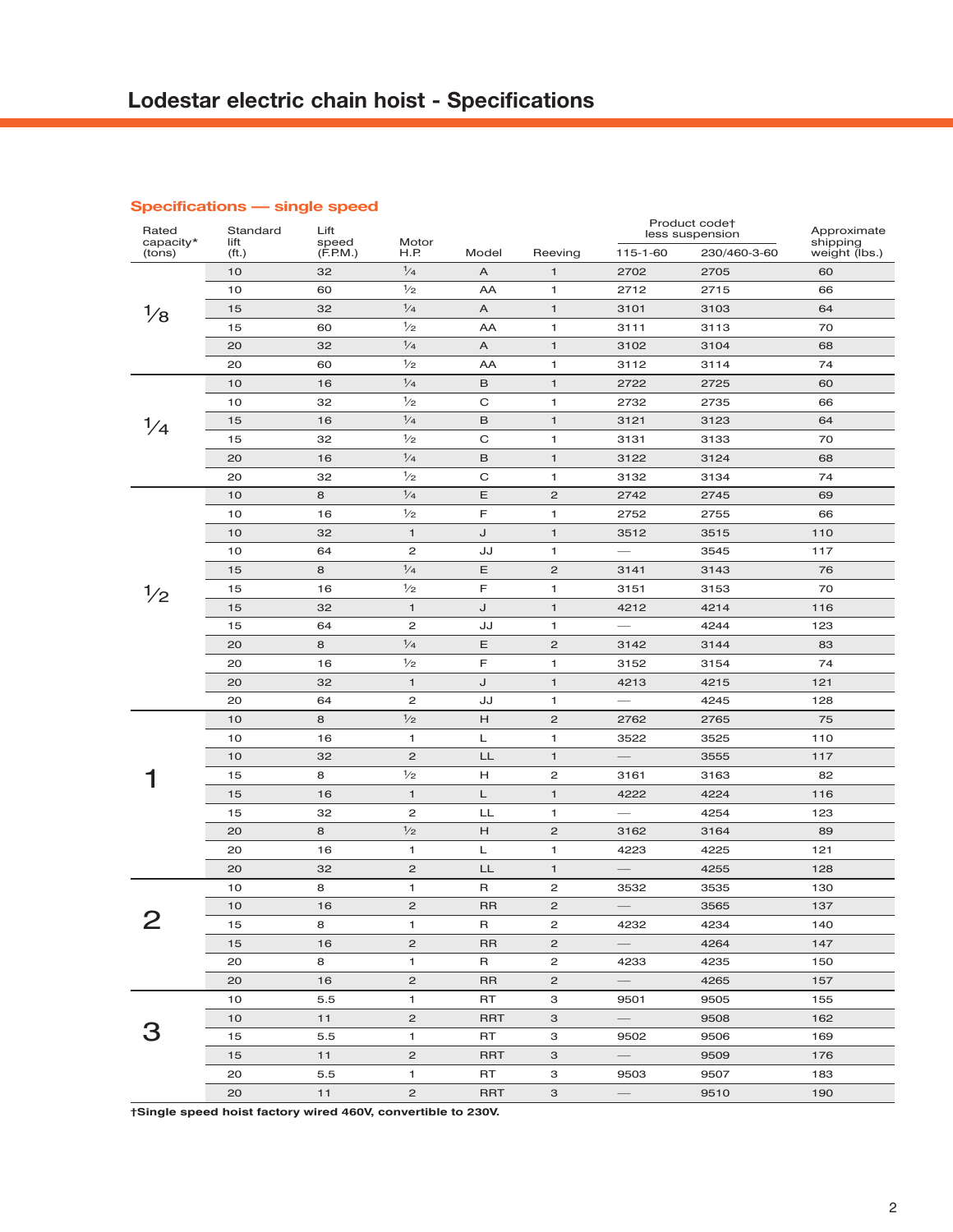# Lodestar electric chain hoist - Specifications

## Specifications — single speed

| Rated capacity* (tons) | Standard lift (ft.) | Lift speed (F.P.M.) | Motor H.P. | Model | Reeving | Product code† less suspension 115-1-60 | Product code† less suspension 230/460-3-60 | Approximate shipping weight (lbs.) |
|---|---|---|---|---|---|---|---|---|
| 1/8 | 10 | 32 | 1/4 | A | 1 | 2702 | 2705 | 60 |
| | 10 | 60 | 1/2 | AA | 1 | 2712 | 2715 | 66 |
| | 15 | 32 | 1/4 | A | 1 | 3101 | 3103 | 64 |
| | 15 | 60 | 1/2 | AA | 1 | 3111 | 3113 | 70 |
| | 20 | 32 | 1/4 | A | 1 | 3102 | 3104 | 68 |
| | 20 | 60 | 1/2 | AA | 1 | 3112 | 3114 | 74 |
| 1/4 | 10 | 16 | 1/4 | B | 1 | 2722 | 2725 | 60 |
| | 10 | 32 | 1/2 | C | 1 | 2732 | 2735 | 66 |
| | 15 | 16 | 1/4 | B | 1 | 3121 | 3123 | 64 |
| | 15 | 32 | 1/2 | C | 1 | 3131 | 3133 | 70 |
| | 20 | 16 | 1/4 | B | 1 | 3122 | 3124 | 68 |
| | 20 | 32 | 1/2 | C | 1 | 3132 | 3134 | 74 |
| 1/2 | 10 | 8 | 1/4 | E | 2 | 2742 | 2745 | 69 |
| | 10 | 16 | 1/2 | F | 1 | 2752 | 2755 | 66 |
| | 10 | 32 | 1 | J | 1 | 3512 | 3515 | 110 |
| | 10 | 64 | 2 | JJ | 1 | — | 3545 | 117 |
| | 15 | 8 | 1/4 | E | 2 | 3141 | 3143 | 76 |
| | 15 | 16 | 1/2 | F | 1 | 3151 | 3153 | 70 |
| | 15 | 32 | 1 | J | 1 | 4212 | 4214 | 116 |
| | 15 | 64 | 2 | JJ | 1 | — | 4244 | 123 |
| | 20 | 8 | 1/4 | E | 2 | 3142 | 3144 | 83 |
| | 20 | 16 | 1/2 | F | 1 | 3152 | 3154 | 74 |
| | 20 | 32 | 1 | J | 1 | 4213 | 4215 | 121 |
| | 20 | 64 | 2 | JJ | 1 | — | 4245 | 128 |
| 1 | 10 | 8 | 1/2 | H | 2 | 2762 | 2765 | 75 |
| | 10 | 16 | 1 | L | 1 | 3522 | 3525 | 110 |
| | 10 | 32 | 2 | LL | 1 | — | 3555 | 117 |
| | 15 | 8 | 1/2 | H | 2 | 3161 | 3163 | 82 |
| | 15 | 16 | 1 | L | 1 | 4222 | 4224 | 116 |
| | 15 | 32 | 2 | LL | 1 | — | 4254 | 123 |
| | 20 | 8 | 1/2 | H | 2 | 3162 | 3164 | 89 |
| | 20 | 16 | 1 | L | 1 | 4223 | 4225 | 121 |
| | 20 | 32 | 2 | LL | 1 | — | 4255 | 128 |
| 2 | 10 | 8 | 1 | R | 2 | 3532 | 3535 | 130 |
| | 10 | 16 | 2 | RR | 2 | — | 3565 | 137 |
| | 15 | 8 | 1 | R | 2 | 4232 | 4234 | 140 |
| | 15 | 16 | 2 | RR | 2 | — | 4264 | 147 |
| | 20 | 8 | 1 | R | 2 | 4233 | 4235 | 150 |
| | 20 | 16 | 2 | RR | 2 | — | 4265 | 157 |
| 3 | 10 | 5.5 | 1 | RT | 3 | 9501 | 9505 | 155 |
| | 10 | 11 | 2 | RRT | 3 | — | 9508 | 162 |
| | 15 | 5.5 | 1 | RT | 3 | 9502 | 9506 | 169 |
| | 15 | 11 | 2 | RRT | 3 | — | 9509 | 176 |
| | 20 | 5.5 | 1 | RT | 3 | 9503 | 9507 | 183 |
| | 20 | 11 | 2 | RRT | 3 | — | 9510 | 190 |

**†Single speed hoist factory wired 460V, convertible to 230V.**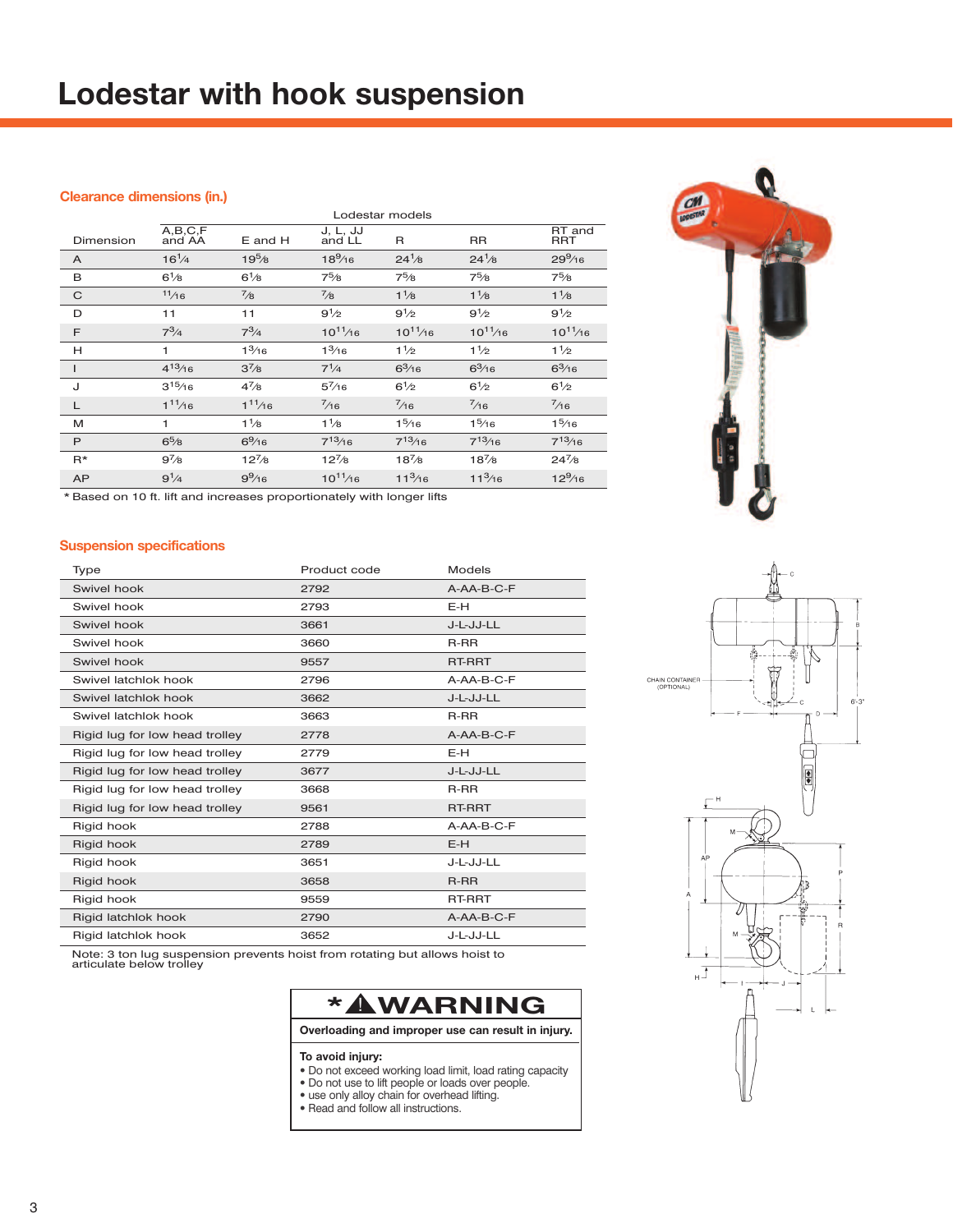# Lodestar with hook suspension

## Clearance dimensions (in.)

| Dimension | Lodestar models | | | | | |
|---|---|---|---|---|---|---|
| | A,B,C,F and AA | E and H | J, L, JJ and LL | R | RR | RT and RRT |
| A | 16 1/4 | 19 5/8 | 18 9/16 | 24 1/8 | 24 1/8 | 29 9/16 |
| B | 6 1/8 | 6 1/8 | 7 5/8 | 7 5/8 | 7 5/8 | 7 5/8 |
| C | 11/16 | 7/8 | 7/8 | 1 1/8 | 1 1/8 | 1 1/8 |
| D | 11 | 11 | 9 1/2 | 9 1/2 | 9 1/2 | 9 1/2 |
| F | 7 3/4 | 7 3/4 | 10 11/16 | 10 11/16 | 10 11/16 | 10 11/16 |
| H | 1 | 1 3/16 | 1 3/16 | 1 1/2 | 1 1/2 | 1 1/2 |
| I | 4 13/16 | 3 7/8 | 7 1/4 | 6 3/16 | 6 3/16 | 6 3/16 |
| J | 3 15/16 | 4 7/8 | 5 7/16 | 6 1/2 | 6 1/2 | 6 1/2 |
| L | 1 11/16 | 1 11/16 | 7/16 | 7/16 | 7/16 | 7/16 |
| M | 1 | 1 1/8 | 1 1/8 | 1 5/16 | 1 5/16 | 1 5/16 |
| P | 6 5/8 | 6 9/16 | 7 13/16 | 7 13/16 | 7 13/16 | 7 13/16 |
| R* | 9 7/8 | 12 7/8 | 12 7/8 | 18 7/8 | 18 7/8 | 24 7/8 |
| AP | 9 1/4 | 9 9/16 | 10 11/16 | 11 3/16 | 11 3/16 | 12 9/16 |

\* Based on 10 ft. lift and increases proportionally with longer lifts

## Suspension specifications

| Type | Product code | Models |
|---|---|---|
| Swivel hook | 2792 | A-AA-B-C-F |
| Swivel hook | 2793 | E-H |
| Swivel hook | 3661 | J-L-JJ-LL |
| Swivel hook | 3660 | R-RR |
| Swivel hook | 9557 | RT-RRT |
| Swivel latchlok hook | 2796 | A-AA-B-C-F |
| Swivel latchlok hook | 3662 | J-L-JJ-LL |
| Swivel latchlok hook | 3663 | R-RR |
| Rigid lug for low head trolley | 2778 | A-AA-B-C-F |
| Rigid lug for low head trolley | 2779 | E-H |
| Rigid lug for low head trolley | 3677 | J-L-JJ-LL |
| Rigid lug for low head trolley | 3668 | R-RR |
| Rigid lug for low head trolley | 9561 | RT-RRT |
| Rigid hook | 2788 | A-AA-B-C-F |
| Rigid hook | 2789 | E-H |
| Rigid hook | 3651 | J-L-JJ-LL |
| Rigid hook | 3658 | R-RR |
| Rigid hook | 9559 | RT-RRT |
| Rigid latchlok hook | 2790 | A-AA-B-C-F |
| Rigid latchlok hook | 3652 | J-L-JJ-LL |

Note: 3 ton lug suspension prevents hoist from rotating but allows hoist to articulate below trolley

**\* ⚠ WARNING**

**Overloading and improper use can result in injury.**

**To avoid injury:**

- Do not exceed working load limit, load rating capacity
- Do not use to lift people or loads over people.
- use only alloy chain for overhead lifting.
- Read and follow all instructions.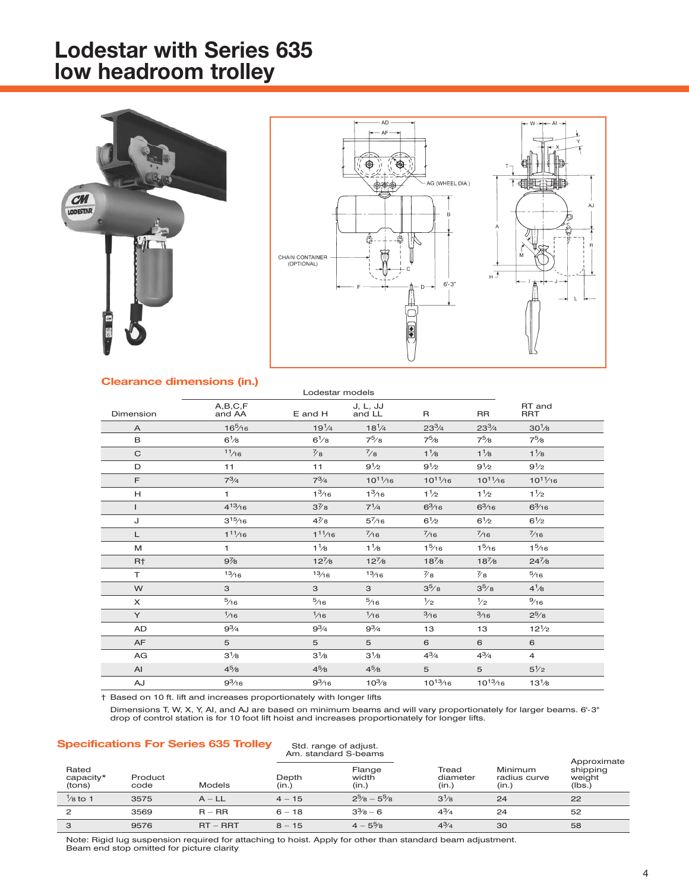# Lodestar with Series 635 low headroom trolley

## Clearance dimensions (in.)

| Dimension | Lodestar models A,B,C,F and AA | E and H | J, L, JJ and LL | R | RR | RT and RRT |
|---|---|---|---|---|---|---|
| A | 16 5/16 | 19 1/4 | 18 1/4 | 23 3/4 | 23 3/4 | 30 1/8 |
| B | 6 1/8 | 6 1/8 | 7 5/8 | 7 5/8 | 7 5/8 | 7 5/8 |
| C | 11/16 | 7/8 | 7/8 | 1 1/8 | 1 1/8 | 1 1/8 |
| D | 11 | 11 | 9 1/2 | 9 1/2 | 9 1/2 | 9 1/2 |
| F | 7 3/4 | 7 3/4 | 10 11/16 | 10 11/16 | 10 11/16 | 10 11/16 |
| H | 1 | 1 3/16 | 1 3/16 | 1 1/2 | 1 1/2 | 1 1/2 |
| I | 4 13/16 | 3 7/8 | 7 1/4 | 6 3/16 | 6 3/16 | 6 3/16 |
| J | 3 15/16 | 4 7/8 | 5 7/16 | 6 1/2 | 6 1/2 | 6 1/2 |
| L | 1 11/16 | 1 11/16 | 7/16 | 7/16 | 7/16 | 7/16 |
| M | 1 | 1 1/8 | 1 1/8 | 1 5/16 | 1 5/16 | 1 5/16 |
| R† | 9 7/8 | 12 7/8 | 12 7/8 | 18 7/8 | 18 7/8 | 24 7/8 |
| T | 13/16 | 13/16 | 13/16 | 7/8 | 7/8 | 5/16 |
| W | 3 | 3 | 3 | 3 5/8 | 3 5/8 | 4 1/8 |
| X | 5/16 | 5/16 | 5/16 | 1/2 | 1/2 | 9/16 |
| Y | 1/16 | 1/16 | 1/16 | 3/16 | 3/16 | 2 5/8 |
| AD | 9 3/4 | 9 3/4 | 9 3/4 | 13 | 13 | 12 1/2 |
| AF | 5 | 5 | 5 | 6 | 6 | 6 |
| AG | 3 1/8 | 3 1/8 | 3 1/8 | 4 3/4 | 4 3/4 | 4 |
| AI | 4 5/8 | 4 5/8 | 4 5/8 | 5 | 5 | 5 1/2 |
| AJ | 9 3/16 | 9 3/16 | 10 3/8 | 10 13/16 | 10 13/16 | 13 1/8 |

† Based on 10 ft. lift and increases proportionally with longer lifts

Dimensions T, W, X, Y, AI, and AJ are based on minimum beams and will vary proportionately for larger beams. 6'-3" drop of control station is for 10 foot lift hoist and increases proportionally for longer lifts.

## Specifications For Series 635 Trolley

| Rated capacity* (tons) | Product code | Models | Std. range of adjust. Am. standard S-beams Depth (in.) | Flange width (in.) | Tread diameter (in.) | Minimum radius curve (in.) | Approximate shipping weight (lbs.) |
|---|---|---|---|---|---|---|---|
| 1/8 to 1 | 3575 | A – LL | 4 – 15 | 2 5/8 – 5 5/8 | 3 1/8 | 24 | 22 |
| 2 | 3569 | R – RR | 6 – 18 | 3 3/8 – 6 | 4 3/4 | 24 | 52 |
| 3 | 9576 | RT – RRT | 8 – 15 | 4 – 5 5/8 | 4 3/4 | 30 | 58 |

Note: Rigid lug suspension required for attaching to hoist. Apply for other than standard beam adjustment.
Beam end stop omitted for picture clarity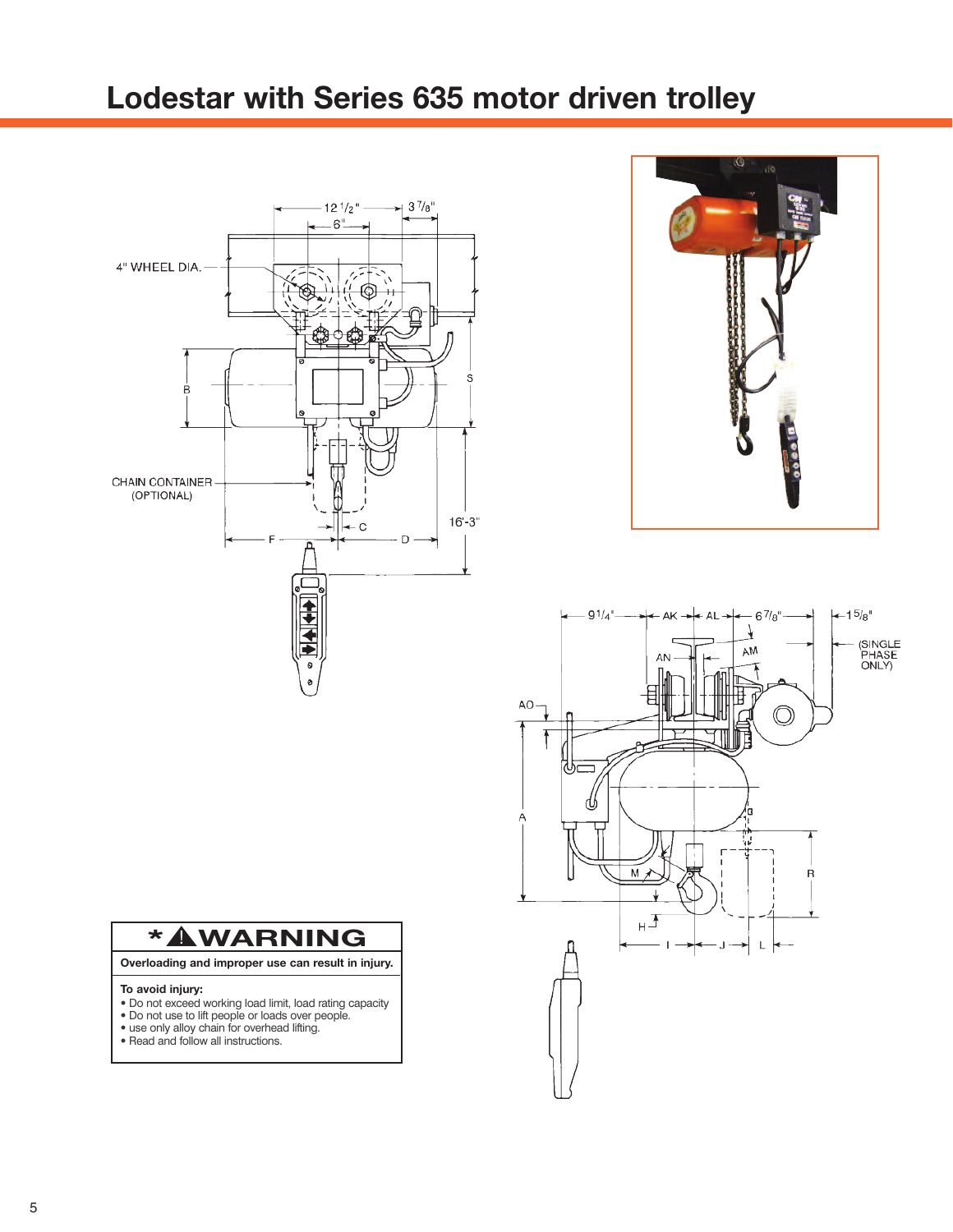# Lodestar with Series 635 motor driven trolley

**\* ⚠ WARNING**

**Overloading and improper use can result in injury.**

**To avoid injury:**

- Do not exceed working load limit, load rating capacity
- Do not use to lift people or loads over people.
- use only alloy chain for overhead lifting.
- Read and follow all instructions.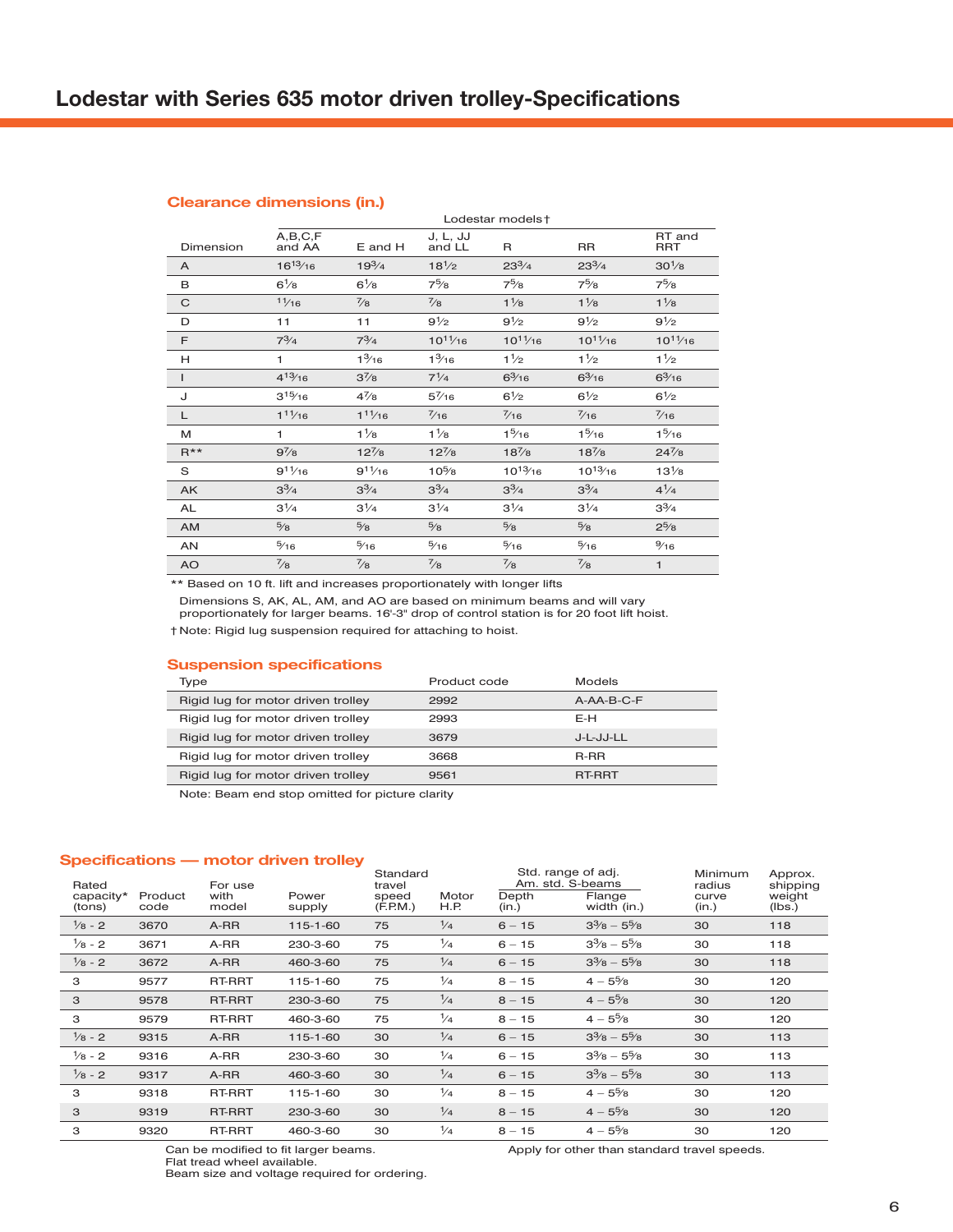# Lodestar with Series 635 motor driven trolley-Specifications

## Clearance dimensions (in.)

| Dimension | Lodestar models† A,B,C,F and AA | E and H | J, L, JJ and LL | R | RR | RT and RRT |
|---|---|---|---|---|---|---|
| A | 16 13/16 | 19 3/4 | 18 1/2 | 23 3/4 | 23 3/4 | 30 1/8 |
| B | 6 1/8 | 6 1/8 | 7 5/8 | 7 5/8 | 7 5/8 | 7 5/8 |
| C | 11/16 | 7/8 | 7/8 | 1 1/8 | 1 1/8 | 1 1/8 |
| D | 11 | 11 | 9 1/2 | 9 1/2 | 9 1/2 | 9 1/2 |
| F | 7 3/4 | 7 3/4 | 10 11/16 | 10 11/16 | 10 11/16 | 10 11/16 |
| H | 1 | 1 3/16 | 1 3/16 | 1 1/2 | 1 1/2 | 1 1/2 |
| I | 4 13/16 | 3 7/8 | 7 1/4 | 6 3/16 | 6 3/16 | 6 3/16 |
| J | 3 15/16 | 4 7/8 | 5 7/16 | 6 1/2 | 6 1/2 | 6 1/2 |
| L | 1 11/16 | 1 11/16 | 7/16 | 7/16 | 7/16 | 7/16 |
| M | 1 | 1 1/8 | 1 1/8 | 1 5/16 | 1 5/16 | 1 5/16 |
| R** | 9 7/8 | 12 7/8 | 12 7/8 | 18 7/8 | 18 7/8 | 24 7/8 |
| S | 9 11/16 | 9 11/16 | 10 5/8 | 10 13/16 | 10 13/16 | 13 1/8 |
| AK | 3 3/4 | 3 3/4 | 3 3/4 | 3 3/4 | 3 3/4 | 4 1/4 |
| AL | 3 1/4 | 3 1/4 | 3 1/4 | 3 1/4 | 3 1/4 | 3 3/4 |
| AM | 5/8 | 5/8 | 5/8 | 5/8 | 5/8 | 2 5/8 |
| AN | 5/16 | 5/16 | 5/16 | 5/16 | 5/16 | 9/16 |
| AO | 7/8 | 7/8 | 7/8 | 7/8 | 7/8 | 1 |

** Based on 10 ft. lift and increases proportionally with longer lifts

Dimensions S, AK, AL, AM, and AO are based on minimum beams and will vary proportionately for larger beams. 16'-3" drop of control station is for 20 foot lift hoist.

† Note: Rigid lug suspension required for attaching to hoist.

## Suspension specifications

| Type | Product code | Models |
|---|---|---|
| Rigid lug for motor driven trolley | 2992 | A-AA-B-C-F |
| Rigid lug for motor driven trolley | 2993 | E-H |
| Rigid lug for motor driven trolley | 3679 | J-L-JJ-LL |
| Rigid lug for motor driven trolley | 3668 | R-RR |
| Rigid lug for motor driven trolley | 9561 | RT-RRT |

Note: Beam end stop omitted for picture clarity

## Specifications — motor driven trolley

| Rated capacity* (tons) | Product code | For use with model | Power supply | Standard travel speed (F.P.M.) | Motor H.P. | Std. range of adj. Am. std. S-beams Depth (in.) | Flange width (in.) | Minimum radius curve (in.) | Approx. shipping weight (lbs.) |
|---|---|---|---|---|---|---|---|---|---|
| 1/8 - 2 | 3670 | A-RR | 115-1-60 | 75 | 1/4 | 6 – 15 | 3 3/8 – 5 5/8 | 30 | 118 |
| 1/8 - 2 | 3671 | A-RR | 230-3-60 | 75 | 1/4 | 6 – 15 | 3 3/8 – 5 5/8 | 30 | 118 |
| 1/8 - 2 | 3672 | A-RR | 460-3-60 | 75 | 1/4 | 6 – 15 | 3 3/8 – 5 5/8 | 30 | 118 |
| 3 | 9577 | RT-RRT | 115-1-60 | 75 | 1/4 | 8 – 15 | 4 – 5 5/8 | 30 | 120 |
| 3 | 9578 | RT-RRT | 230-3-60 | 75 | 1/4 | 8 – 15 | 4 – 5 5/8 | 30 | 120 |
| 3 | 9579 | RT-RRT | 460-3-60 | 75 | 1/4 | 8 – 15 | 4 – 5 5/8 | 30 | 120 |
| 1/8 - 2 | 9315 | A-RR | 115-1-60 | 30 | 1/4 | 6 – 15 | 3 3/8 – 5 5/8 | 30 | 113 |
| 1/8 - 2 | 9316 | A-RR | 230-3-60 | 30 | 1/4 | 6 – 15 | 3 3/8 – 5 5/8 | 30 | 113 |
| 1/8 - 2 | 9317 | A-RR | 460-3-60 | 30 | 1/4 | 6 – 15 | 3 3/8 – 5 5/8 | 30 | 113 |
| 3 | 9318 | RT-RRT | 115-1-60 | 30 | 1/4 | 8 – 15 | 4 – 5 5/8 | 30 | 120 |
| 3 | 9319 | RT-RRT | 230-3-60 | 30 | 1/4 | 8 – 15 | 4 – 5 5/8 | 30 | 120 |
| 3 | 9320 | RT-RRT | 460-3-60 | 30 | 1/4 | 8 – 15 | 4 – 5 5/8 | 30 | 120 |

Can be modified to fit larger beams.
Flat tread wheel available.
Beam size and voltage required for ordering.

Apply for other than standard travel speeds.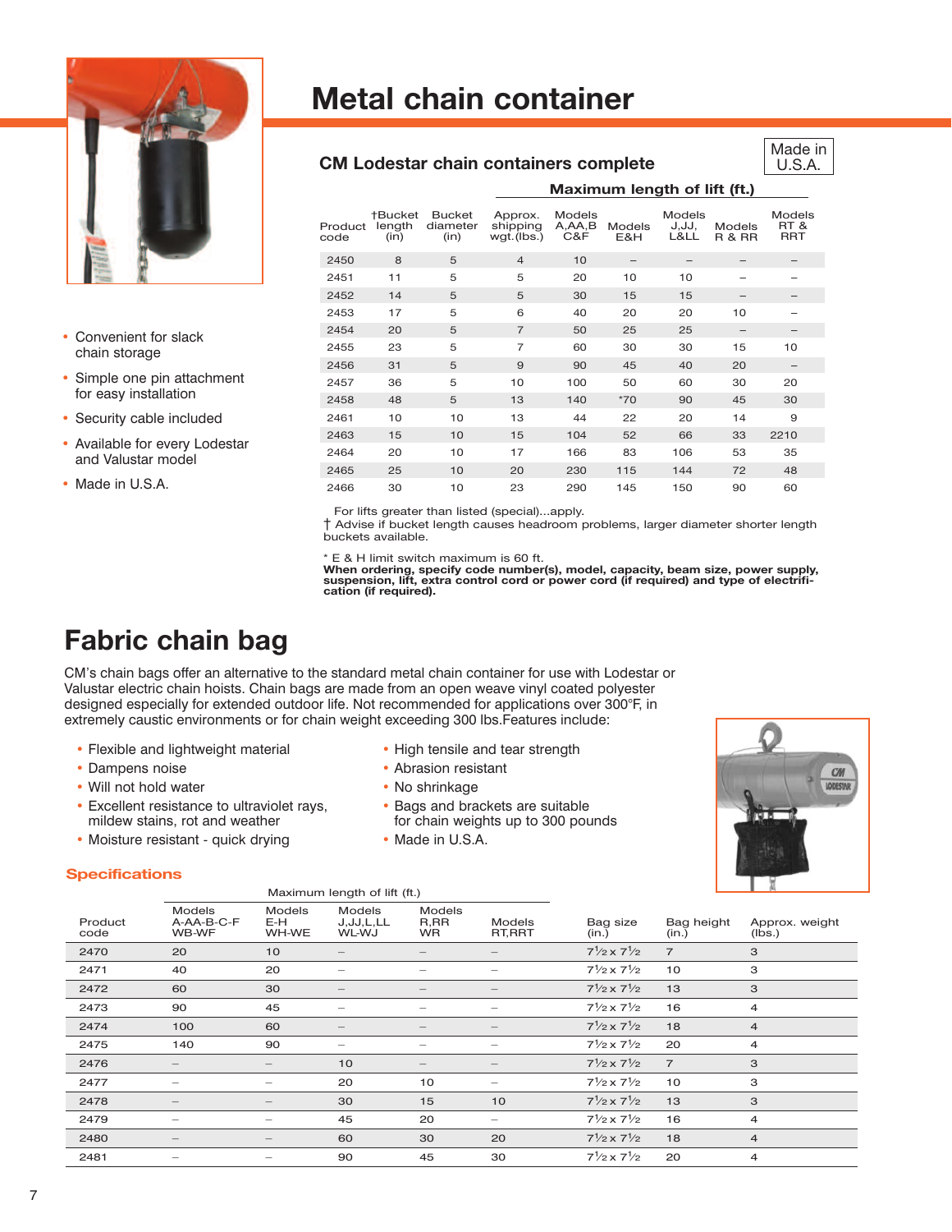# Metal chain container

## CM Lodestar chain containers complete

Made in U.S.A.

| Product code | †Bucket length (in) | Bucket diameter (in) | Approx. shipping wgt.(lbs.) | Maximum length of lift (ft.) Models A,AA,B C&F | Models E&H | Models J,JJ, L&LL | Models R & RR | Models RT & RRT |
|---|---|---|---|---|---|---|---|---|
| 2450 | 8 | 5 | 4 | 10 | – | – | – | – |
| 2451 | 11 | 5 | 5 | 20 | 10 | 10 | – | – |
| 2452 | 14 | 5 | 5 | 30 | 15 | 15 | – | – |
| 2453 | 17 | 5 | 6 | 40 | 20 | 20 | 10 | – |
| 2454 | 20 | 5 | 7 | 50 | 25 | 25 | – | – |
| 2455 | 23 | 5 | 7 | 60 | 30 | 30 | 15 | 10 |
| 2456 | 31 | 5 | 9 | 90 | 45 | 40 | 20 | – |
| 2457 | 36 | 5 | 10 | 100 | 50 | 60 | 30 | 20 |
| 2458 | 48 | 5 | 13 | 140 | *70 | 90 | 45 | 30 |
| 2461 | 10 | 10 | 13 | 44 | 22 | 20 | 14 | 9 |
| 2463 | 15 | 10 | 15 | 104 | 52 | 66 | 33 | 2210 |
| 2464 | 20 | 10 | 17 | 166 | 83 | 106 | 53 | 35 |
| 2465 | 25 | 10 | 20 | 230 | 115 | 144 | 72 | 48 |
| 2466 | 30 | 10 | 23 | 290 | 145 | 150 | 90 | 60 |

For lifts greater than listed (special)...apply.
† Advise if bucket length causes headroom problems, larger diameter shorter length buckets available.

* E & H limit switch maximum is 60 ft.
**When ordering, specify code number(s), model, capacity, beam size, power supply, suspension, lift, extra control cord or power cord (if required) and type of electrification (if required).**

- Convenient for slack chain storage
- Simple one pin attachment for easy installation
- Security cable included
- Available for every Lodestar and Valustar model
- Made in U.S.A.

# Fabric chain bag

CM's chain bags offer an alternative to the standard metal chain container for use with Lodestar or Valustar electric chain hoists. Chain bags are made from an open weave vinyl coated polyester designed especially for extended outdoor life. Not recommended for applications over 300°F, in extremely caustic environments or for chain weight exceeding 300 lbs.Features include:

- Flexible and lightweight material
- Dampens noise
- Will not hold water
- Excellent resistance to ultraviolet rays, mildew stains, rot and weather
- Moisture resistant - quick drying
- High tensile and tear strength
- Abrasion resistant
- No shrinkage
- Bags and brackets are suitable for chain weights up to 300 pounds
- Made in U.S.A.

### Specifications

| Product code | Maximum length of lift (ft.) Models A-AA-B-C-F WB-WF | Models E-H WH-WE | Models J,JJ,L,LL WL-WJ | Models R,RR WR | Models RT,RRT | Bag size (in.) | Bag height (in.) | Approx. weight (lbs.) |
|---|---|---|---|---|---|---|---|---|
| 2470 | 20 | 10 | – | – | – | 7½ x 7½ | 7 | 3 |
| 2471 | 40 | 20 | – | – | – | 7½ x 7½ | 10 | 3 |
| 2472 | 60 | 30 | – | – | – | 7½ x 7½ | 13 | 3 |
| 2473 | 90 | 45 | – | – | – | 7½ x 7½ | 16 | 4 |
| 2474 | 100 | 60 | – | – | – | 7½ x 7½ | 18 | 4 |
| 2475 | 140 | 90 | – | – | – | 7½ x 7½ | 20 | 4 |
| 2476 | – | – | 10 | – | – | 7½ x 7½ | 7 | 3 |
| 2477 | – | – | 20 | 10 | – | 7½ x 7½ | 10 | 3 |
| 2478 | – | – | 30 | 15 | 10 | 7½ x 7½ | 13 | 3 |
| 2479 | – | – | 45 | 20 | – | 7½ x 7½ | 16 | 4 |
| 2480 | – | – | 60 | 30 | 20 | 7½ x 7½ | 18 | 4 |
| 2481 | – | – | 90 | 45 | 30 | 7½ x 7½ | 20 | 4 |